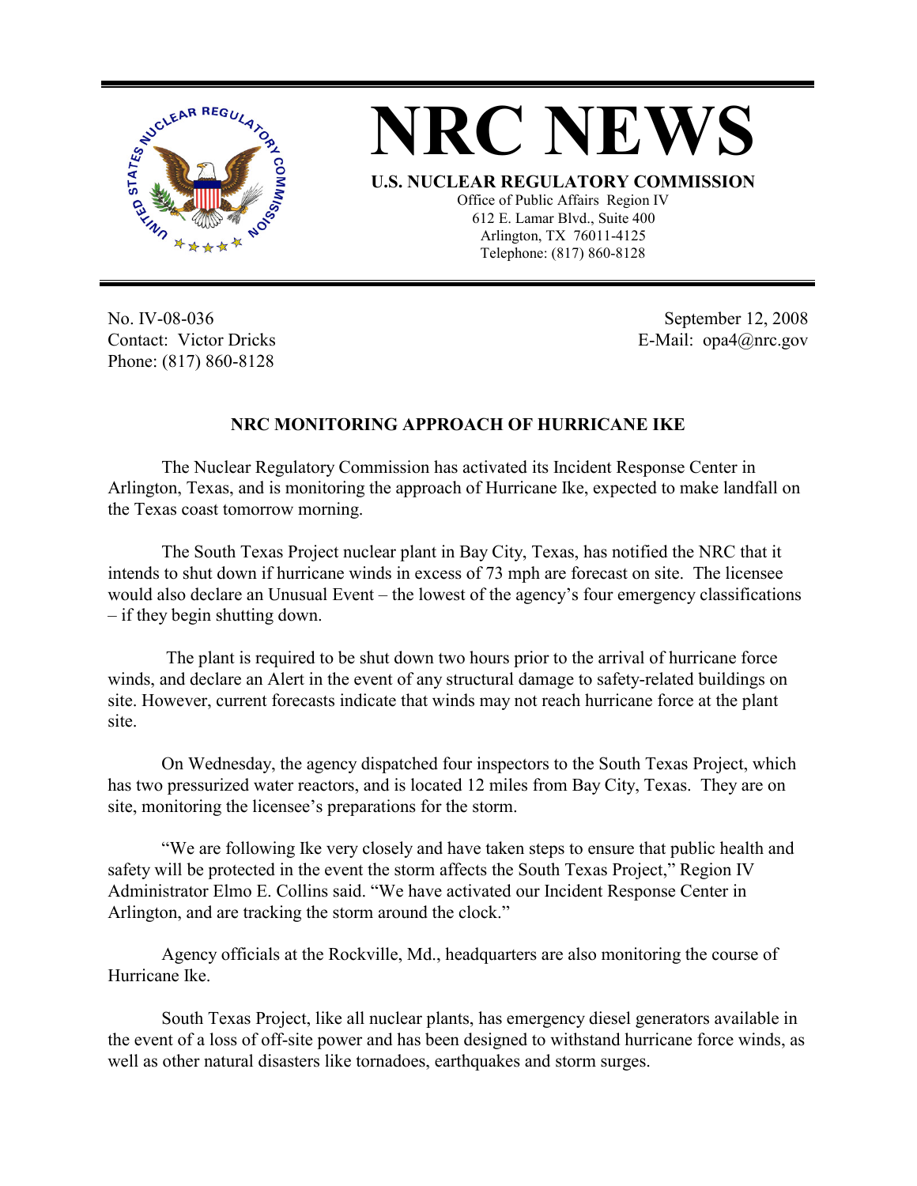# NRC NEWS

**U.S. NUCLEAR REGULATORY COMMISSION**

Office of Public Affairs Region IV
612 E. Lamar Blvd., Suite 400
Arlington, TX 76011-4125
Telephone: (817) 860-8128

No. IV-08-036
Contact: Victor Dricks
Phone: (817) 860-8128

September 12, 2008
E-Mail: opa4@nrc.gov

## NRC MONITORING APPROACH OF HURRICANE IKE

The Nuclear Regulatory Commission has activated its Incident Response Center in Arlington, Texas, and is monitoring the approach of Hurricane Ike, expected to make landfall on the Texas coast tomorrow morning.

The South Texas Project nuclear plant in Bay City, Texas, has notified the NRC that it intends to shut down if hurricane winds in excess of 73 mph are forecast on site. The licensee would also declare an Unusual Event – the lowest of the agency's four emergency classifications – if they begin shutting down.

The plant is required to be shut down two hours prior to the arrival of hurricane force winds, and declare an Alert in the event of any structural damage to safety-related buildings on site. However, current forecasts indicate that winds may not reach hurricane force at the plant site.

On Wednesday, the agency dispatched four inspectors to the South Texas Project, which has two pressurized water reactors, and is located 12 miles from Bay City, Texas. They are on site, monitoring the licensee's preparations for the storm.

"We are following Ike very closely and have taken steps to ensure that public health and safety will be protected in the event the storm affects the South Texas Project," Region IV Administrator Elmo E. Collins said. "We have activated our Incident Response Center in Arlington, and are tracking the storm around the clock."

Agency officials at the Rockville, Md., headquarters are also monitoring the course of Hurricane Ike.

South Texas Project, like all nuclear plants, has emergency diesel generators available in the event of a loss of off-site power and has been designed to withstand hurricane force winds, as well as other natural disasters like tornadoes, earthquakes and storm surges.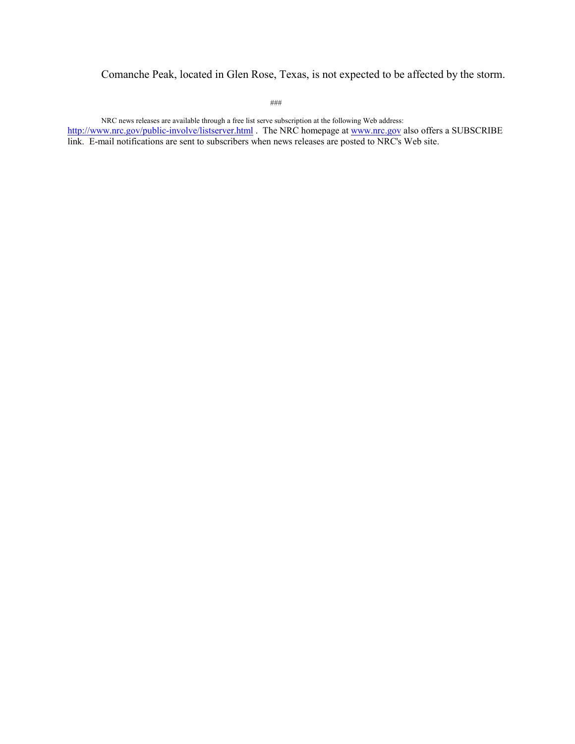Comanche Peak, located in Glen Rose, Texas, is not expected to be affected by the storm.

###

NRC news releases are available through a free list serve subscription at the following Web address: http://www.nrc.gov/public-involve/listserver.html . The NRC homepage at www.nrc.gov also offers a SUBSCRIBE link. E-mail notifications are sent to subscribers when news releases are posted to NRC's Web site.